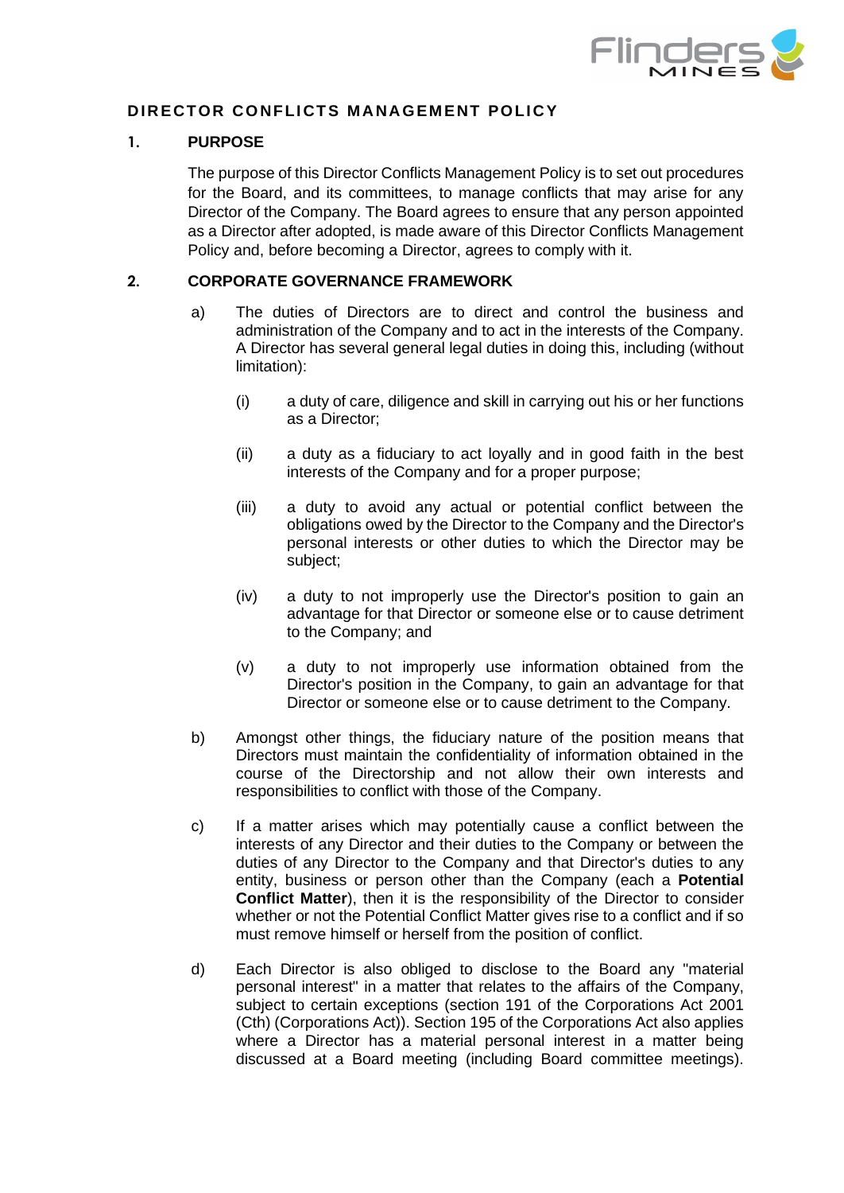# DIRECTOR CONFLICTS MANAGEMENT POLICY

## 1. PURPOSE

The purpose of this Director Conflicts Management Policy is to set out procedures for the Board, and its committees, to manage conflicts that may arise for any Director of the Company. The Board agrees to ensure that any person appointed as a Director after adopted, is made aware of this Director Conflicts Management Policy and, before becoming a Director, agrees to comply with it.

## 2. CORPORATE GOVERNANCE FRAMEWORK

a) The duties of Directors are to direct and control the business and administration of the Company and to act in the interests of the Company. A Director has several general legal duties in doing this, including (without limitation):

   (i) a duty of care, diligence and skill in carrying out his or her functions as a Director;

   (ii) a duty as a fiduciary to act loyally and in good faith in the best interests of the Company and for a proper purpose;

   (iii) a duty to avoid any actual or potential conflict between the obligations owed by the Director to the Company and the Director's personal interests or other duties to which the Director may be subject;

   (iv) a duty to not improperly use the Director's position to gain an advantage for that Director or someone else or to cause detriment to the Company; and

   (v) a duty to not improperly use information obtained from the Director's position in the Company, to gain an advantage for that Director or someone else or to cause detriment to the Company.

b) Amongst other things, the fiduciary nature of the position means that Directors must maintain the confidentiality of information obtained in the course of the Directorship and not allow their own interests and responsibilities to conflict with those of the Company.

c) If a matter arises which may potentially cause a conflict between the interests of any Director and their duties to the Company or between the duties of any Director to the Company and that Director's duties to any entity, business or person other than the Company (each a **Potential Conflict Matter**), then it is the responsibility of the Director to consider whether or not the Potential Conflict Matter gives rise to a conflict and if so must remove himself or herself from the position of conflict.

d) Each Director is also obliged to disclose to the Board any "material personal interest" in a matter that relates to the affairs of the Company, subject to certain exceptions (section 191 of the Corporations Act 2001 (Cth) (Corporations Act)). Section 195 of the Corporations Act also applies where a Director has a material personal interest in a matter being discussed at a Board meeting (including Board committee meetings).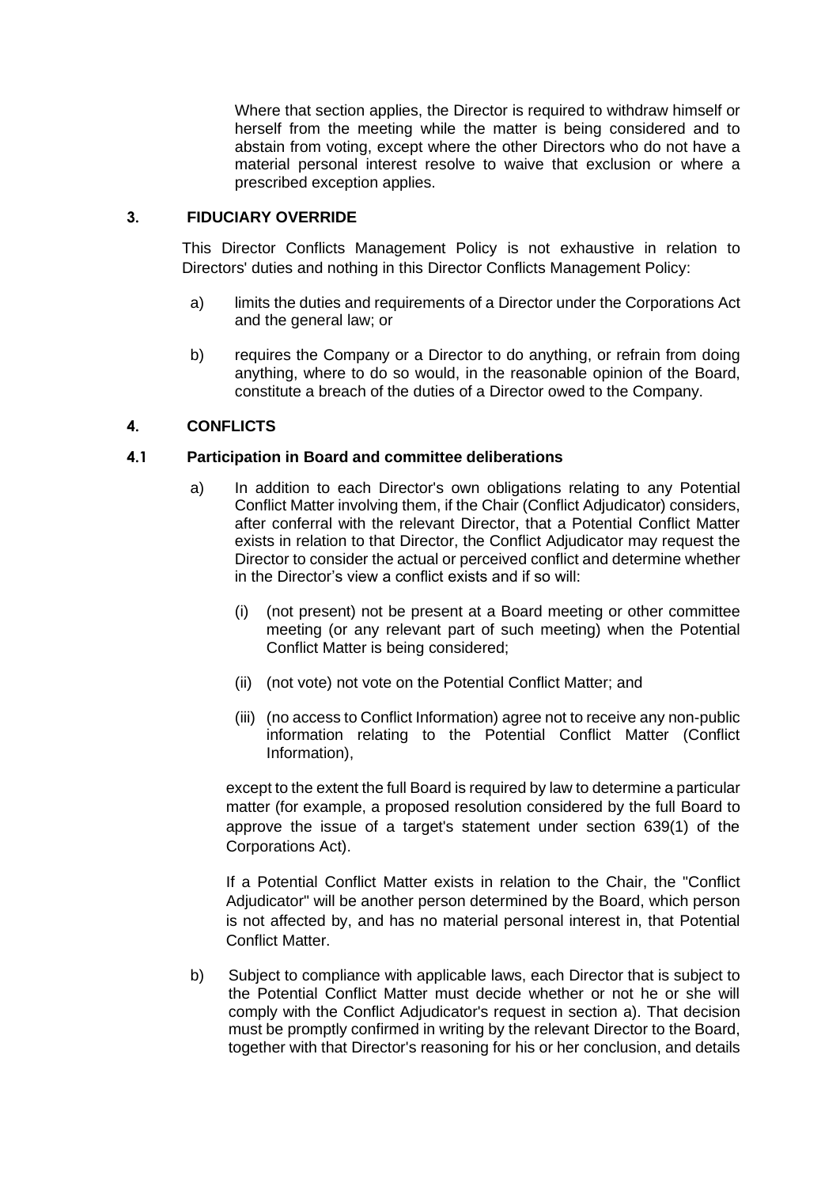Where that section applies, the Director is required to withdraw himself or herself from the meeting while the matter is being considered and to abstain from voting, except where the other Directors who do not have a material personal interest resolve to waive that exclusion or where a prescribed exception applies.

## 3. FIDUCIARY OVERRIDE

This Director Conflicts Management Policy is not exhaustive in relation to Directors' duties and nothing in this Director Conflicts Management Policy:

a) limits the duties and requirements of a Director under the Corporations Act and the general law; or

b) requires the Company or a Director to do anything, or refrain from doing anything, where to do so would, in the reasonable opinion of the Board, constitute a breach of the duties of a Director owed to the Company.

## 4. CONFLICTS

### 4.1 Participation in Board and committee deliberations

a) In addition to each Director's own obligations relating to any Potential Conflict Matter involving them, if the Chair (Conflict Adjudicator) considers, after conferral with the relevant Director, that a Potential Conflict Matter exists in relation to that Director, the Conflict Adjudicator may request the Director to consider the actual or perceived conflict and determine whether in the Director's view a conflict exists and if so will:

   (i) (not present) not be present at a Board meeting or other committee meeting (or any relevant part of such meeting) when the Potential Conflict Matter is being considered;

   (ii) (not vote) not vote on the Potential Conflict Matter; and

   (iii) (no access to Conflict Information) agree not to receive any non-public information relating to the Potential Conflict Matter (Conflict Information),

   except to the extent the full Board is required by law to determine a particular matter (for example, a proposed resolution considered by the full Board to approve the issue of a target's statement under section 639(1) of the Corporations Act).

   If a Potential Conflict Matter exists in relation to the Chair, the "Conflict Adjudicator" will be another person determined by the Board, which person is not affected by, and has no material personal interest in, that Potential Conflict Matter.

b) Subject to compliance with applicable laws, each Director that is subject to the Potential Conflict Matter must decide whether or not he or she will comply with the Conflict Adjudicator's request in section a). That decision must be promptly confirmed in writing by the relevant Director to the Board, together with that Director's reasoning for his or her conclusion, and details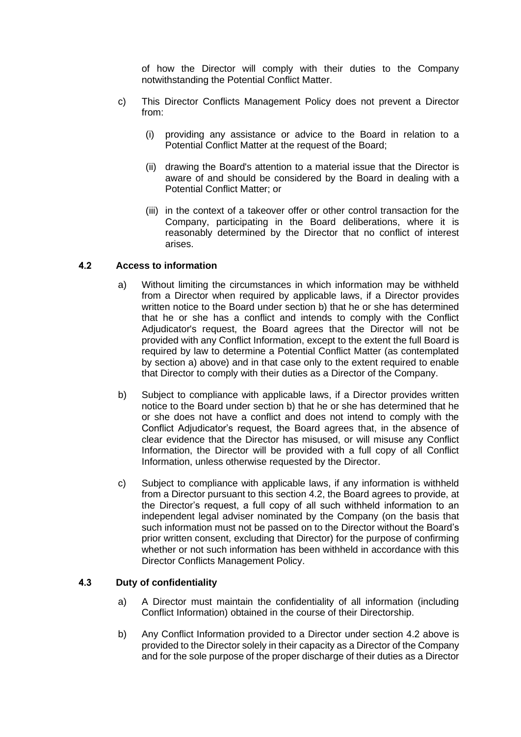of how the Director will comply with their duties to the Company notwithstanding the Potential Conflict Matter.

c) This Director Conflicts Management Policy does not prevent a Director from:

(i) providing any assistance or advice to the Board in relation to a Potential Conflict Matter at the request of the Board;

(ii) drawing the Board's attention to a material issue that the Director is aware of and should be considered by the Board in dealing with a Potential Conflict Matter; or

(iii) in the context of a takeover offer or other control transaction for the Company, participating in the Board deliberations, where it is reasonably determined by the Director that no conflict of interest arises.

### 4.2 Access to information

a) Without limiting the circumstances in which information may be withheld from a Director when required by applicable laws, if a Director provides written notice to the Board under section b) that he or she has determined that he or she has a conflict and intends to comply with the Conflict Adjudicator's request, the Board agrees that the Director will not be provided with any Conflict Information, except to the extent the full Board is required by law to determine a Potential Conflict Matter (as contemplated by section a) above) and in that case only to the extent required to enable that Director to comply with their duties as a Director of the Company.

b) Subject to compliance with applicable laws, if a Director provides written notice to the Board under section b) that he or she has determined that he or she does not have a conflict and does not intend to comply with the Conflict Adjudicator's request, the Board agrees that, in the absence of clear evidence that the Director has misused, or will misuse any Conflict Information, the Director will be provided with a full copy of all Conflict Information, unless otherwise requested by the Director.

c) Subject to compliance with applicable laws, if any information is withheld from a Director pursuant to this section 4.2, the Board agrees to provide, at the Director's request, a full copy of all such withheld information to an independent legal adviser nominated by the Company (on the basis that such information must not be passed on to the Director without the Board's prior written consent, excluding that Director) for the purpose of confirming whether or not such information has been withheld in accordance with this Director Conflicts Management Policy.

### 4.3 Duty of confidentiality

a) A Director must maintain the confidentiality of all information (including Conflict Information) obtained in the course of their Directorship.

b) Any Conflict Information provided to a Director under section 4.2 above is provided to the Director solely in their capacity as a Director of the Company and for the sole purpose of the proper discharge of their duties as a Director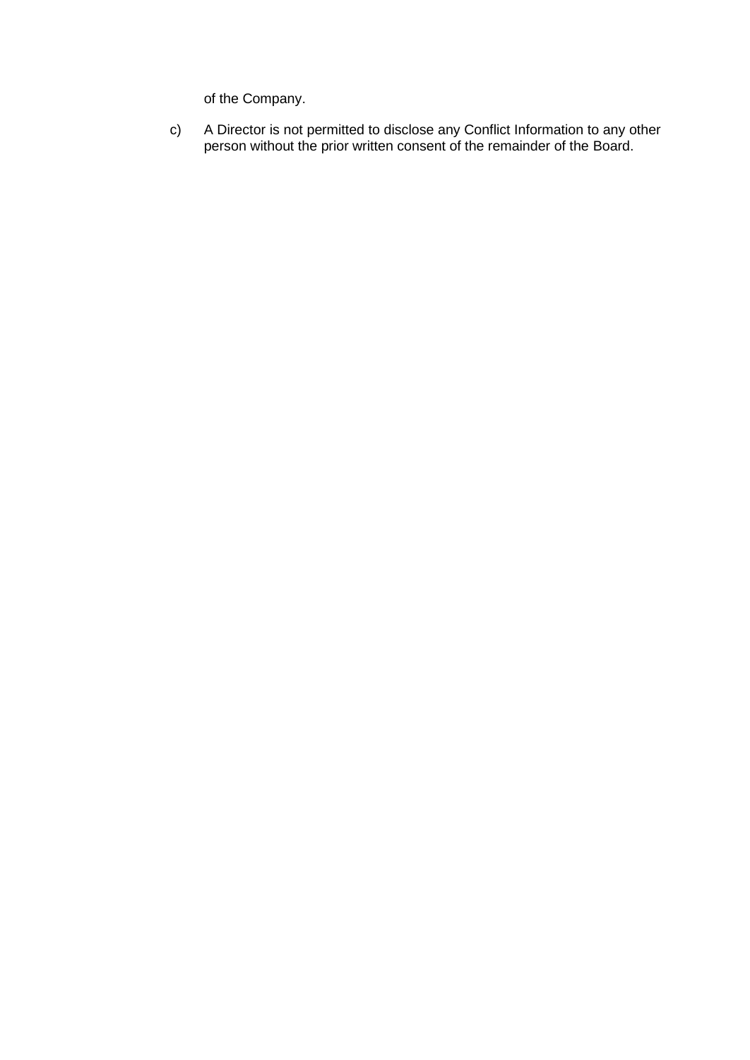of the Company.

c) A Director is not permitted to disclose any Conflict Information to any other person without the prior written consent of the remainder of the Board.